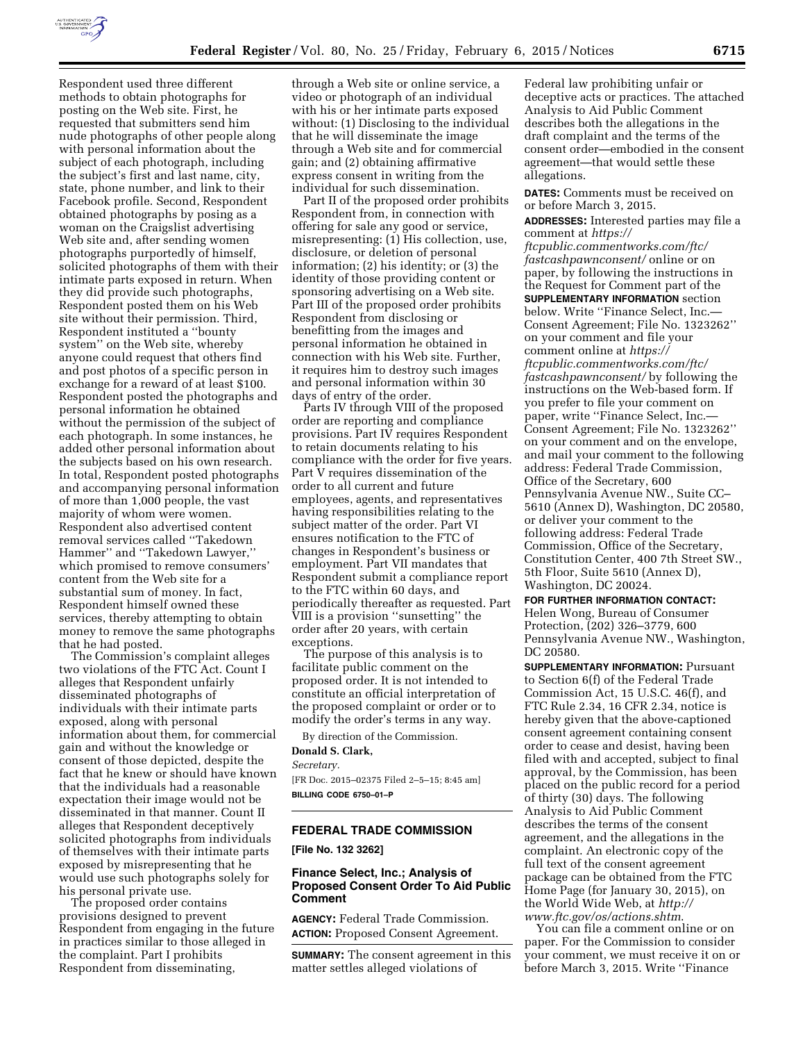Respondent used three different methods to obtain photographs for posting on the Web site. First, he requested that submitters send him nude photographs of other people along with personal information about the subject of each photograph, including the subject's first and last name, city, state, phone number, and link to their Facebook profile. Second, Respondent obtained photographs by posing as a woman on the Craigslist advertising Web site and, after sending women photographs purportedly of himself, solicited photographs of them with their intimate parts exposed in return. When they did provide such photographs, Respondent posted them on his Web site without their permission. Third, Respondent instituted a ''bounty system'' on the Web site, whereby anyone could request that others find and post photos of a specific person in exchange for a reward of at least $100. Respondent posted the photographs and personal information he obtained without the permission of the subject of each photograph. In some instances, he added other personal information about the subjects based on his own research. In total, Respondent posted photographs and accompanying personal information of more than 1,000 people, the vast majority of whom were women. Respondent also advertised content removal services called ''Takedown Hammer'' and ''Takedown Lawyer,'' which promised to remove consumers' content from the Web site for a substantial sum of money. In fact, Respondent himself owned these services, thereby attempting to obtain money to remove the same photographs that he had posted.

The Commission's complaint alleges two violations of the FTC Act. Count I alleges that Respondent unfairly disseminated photographs of individuals with their intimate parts exposed, along with personal information about them, for commercial gain and without the knowledge or consent of those depicted, despite the fact that he knew or should have known that the individuals had a reasonable expectation their image would not be disseminated in that manner. Count II alleges that Respondent deceptively solicited photographs from individuals of themselves with their intimate parts exposed by misrepresenting that he would use such photographs solely for his personal private use.

The proposed order contains provisions designed to prevent Respondent from engaging in the future in practices similar to those alleged in the complaint. Part I prohibits Respondent from disseminating, through a Web site or online service, a video or photograph of an individual with his or her intimate parts exposed without: (1) Disclosing to the individual that he will disseminate the image through a Web site and for commercial gain; and (2) obtaining affirmative express consent in writing from the individual for such dissemination.

Part II of the proposed order prohibits Respondent from, in connection with offering for sale any good or service, misrepresenting: (1) His collection, use, disclosure, or deletion of personal information; (2) his identity; or (3) the identity of those providing content or sponsoring advertising on a Web site. Part III of the proposed order prohibits Respondent from disclosing or benefitting from the images and personal information he obtained in connection with his Web site. Further, it requires him to destroy such images and personal information within 30 days of entry of the order.

Parts IV through VIII of the proposed order are reporting and compliance provisions. Part IV requires Respondent to retain documents relating to his compliance with the order for five years. Part V requires dissemination of the order to all current and future employees, agents, and representatives having responsibilities relating to the subject matter of the order. Part VI ensures notification to the FTC of changes in Respondent's business or employment. Part VII mandates that Respondent submit a compliance report to the FTC within 60 days, and periodically thereafter as requested. Part VIII is a provision ''sunsetting'' the order after 20 years, with certain exceptions.

The purpose of this analysis is to facilitate public comment on the proposed order. It is not intended to constitute an official interpretation of the proposed complaint or order or to modify the order's terms in any way.

By direction of the Commission.

**Donald S. Clark,**

*Secretary.*

[FR Doc. 2015–02375 Filed 2–5–15; 8:45 am]

**BILLING CODE 6750–01–P**

## FEDERAL TRADE COMMISSION

**[File No. 132 3262]**

### Finance Select, Inc.; Analysis of Proposed Consent Order To Aid Public Comment

**AGENCY:** Federal Trade Commission.

**ACTION:** Proposed Consent Agreement.

**SUMMARY:** The consent agreement in this matter settles alleged violations of Federal law prohibiting unfair or deceptive acts or practices. The attached Analysis to Aid Public Comment describes both the allegations in the draft complaint and the terms of the consent order—embodied in the consent agreement—that would settle these allegations.

**DATES:** Comments must be received on or before March 3, 2015.

**ADDRESSES:** Interested parties may file a comment at *https://ftcpublic.commentworks.com/ftc/fastcashpawnconsent/* online or on paper, by following the instructions in the Request for Comment part of the **SUPPLEMENTARY INFORMATION** section below. Write ''Finance Select, Inc.—Consent Agreement; File No. 1323262'' on your comment and file your comment online at *https://ftcpublic.commentworks.com/ftc/fastcashpawnconsent/* by following the instructions on the Web-based form. If you prefer to file your comment on paper, write ''Finance Select, Inc.—Consent Agreement; File No. 1323262'' on your comment and on the envelope, and mail your comment to the following address: Federal Trade Commission, Office of the Secretary, 600 Pennsylvania Avenue NW., Suite CC–5610 (Annex D), Washington, DC 20580, or deliver your comment to the following address: Federal Trade Commission, Office of the Secretary, Constitution Center, 400 7th Street SW., 5th Floor, Suite 5610 (Annex D), Washington, DC 20024.

**FOR FURTHER INFORMATION CONTACT:** Helen Wong, Bureau of Consumer Protection, (202) 326–3779, 600 Pennsylvania Avenue NW., Washington, DC 20580.

**SUPPLEMENTARY INFORMATION:** Pursuant to Section 6(f) of the Federal Trade Commission Act, 15 U.S.C. 46(f), and FTC Rule 2.34, 16 CFR 2.34, notice is hereby given that the above-captioned consent agreement containing consent order to cease and desist, having been filed with and accepted, subject to final approval, by the Commission, has been placed on the public record for a period of thirty (30) days. The following Analysis to Aid Public Comment describes the terms of the consent agreement, and the allegations in the complaint. An electronic copy of the full text of the consent agreement package can be obtained from the FTC Home Page (for January 30, 2015), on the World Wide Web, at *http://www.ftc.gov/os/actions.shtm*.

You can file a comment online or on paper. For the Commission to consider your comment, we must receive it on or before March 3, 2015. Write ''Finance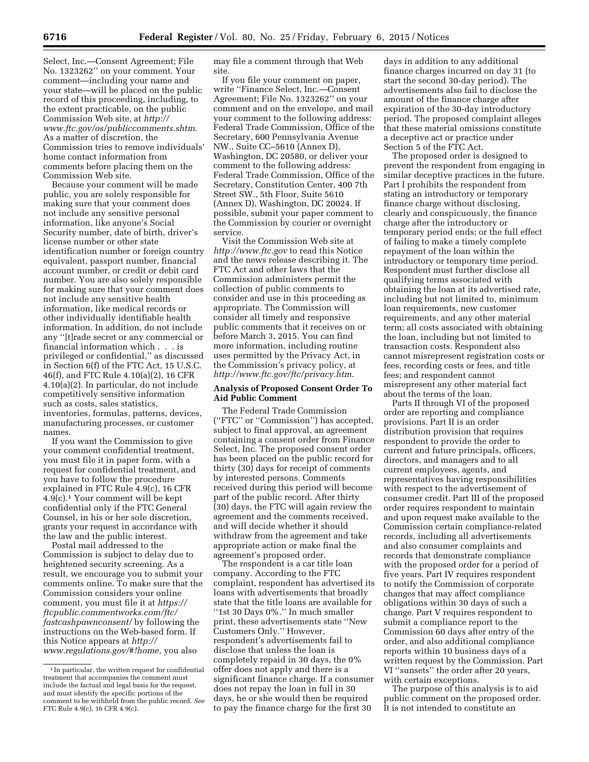Select, Inc.—Consent Agreement; File No. 1323262'' on your comment. Your comment—including your name and your state—will be placed on the public record of this proceeding, including, to the extent practicable, on the public Commission Web site, at *http://www.ftc.gov/os/publiccomments.shtm*. As a matter of discretion, the Commission tries to remove individuals' home contact information from comments before placing them on the Commission Web site.

Because your comment will be made public, you are solely responsible for making sure that your comment does not include any sensitive personal information, like anyone's Social Security number, date of birth, driver's license number or other state identification number or foreign country equivalent, passport number, financial account number, or credit or debit card number. You are also solely responsible for making sure that your comment does not include any sensitive health information, like medical records or other individually identifiable health information. In addition, do not include any ''[t]rade secret or any commercial or financial information which . . . is privileged or confidential,'' as discussed in Section 6(f) of the FTC Act, 15 U.S.C. 46(f), and FTC Rule 4.10(a)(2), 16 CFR 4.10(a)(2). In particular, do not include competitively sensitive information such as costs, sales statistics, inventories, formulas, patterns, devices, manufacturing processes, or customer names.

If you want the Commission to give your comment confidential treatment, you must file it in paper form, with a request for confidential treatment, and you have to follow the procedure explained in FTC Rule 4.9(c), 16 CFR 4.9(c).[1] Your comment will be kept confidential only if the FTC General Counsel, in his or her sole discretion, grants your request in accordance with the law and the public interest.

Postal mail addressed to the Commission is subject to delay due to heightened security screening. As a result, we encourage you to submit your comments online. To make sure that the Commission considers your online comment, you must file it at *https://ftcpublic.commentworks.com/ftc/fastcashpawnconsent/* by following the instructions on the Web-based form. If this Notice appears at *http://www.regulations.gov/#!home,* you also may file a comment through that Web site.

If you file your comment on paper, write ''Finance Select, Inc.—Consent Agreement; File No. 1323262'' on your comment and on the envelope, and mail your comment to the following address: Federal Trade Commission, Office of the Secretary, 600 Pennsylvania Avenue NW., Suite CC–5610 (Annex D), Washington, DC 20580, or deliver your comment to the following address: Federal Trade Commission, Office of the Secretary, Constitution Center, 400 7th Street SW., 5th Floor, Suite 5610 (Annex D), Washington, DC 20024. If possible, submit your paper comment to the Commission by courier or overnight service.

Visit the Commission Web site at *http://www.ftc.gov* to read this Notice and the news release describing it. The FTC Act and other laws that the Commission administers permit the collection of public comments to consider and use in this proceeding as appropriate. The Commission will consider all timely and responsive public comments that it receives on or before March 3, 2015. You can find more information, including routine uses permitted by the Privacy Act, in the Commission's privacy policy, at *http://www.ftc.gov/ftc/privacy.htm*.

## Analysis of Proposed Consent Order To Aid Public Comment

The Federal Trade Commission (''FTC'' or ''Commission'') has accepted, subject to final approval, an agreement containing a consent order from Finance Select, Inc. The proposed consent order has been placed on the public record for thirty (30) days for receipt of comments by interested persons. Comments received during this period will become part of the public record. After thirty (30) days, the FTC will again review the agreement and the comments received, and will decide whether it should withdraw from the agreement and take appropriate action or make final the agreement's proposed order.

The respondent is a car title loan company. According to the FTC complaint, respondent has advertised its loans with advertisements that broadly state that the title loans are available for ''1st 30 Days 0%.'' In much smaller print, these advertisements state ''New Customers Only.'' However, respondent's advertisements fail to disclose that unless the loan is completely repaid in 30 days, the 0% offer does not apply and there is a significant finance charge. If a consumer does not repay the loan in full in 30 days, he or she would then be required to pay the finance charge for the first 30 days in addition to any additional finance charges incurred on day 31 (to start the second 30-day period). The advertisements also fail to disclose the amount of the finance charge after expiration of the 30-day introductory period. The proposed complaint alleges that these material omissions constitute a deceptive act or practice under Section 5 of the FTC Act.

The proposed order is designed to prevent the respondent from engaging in similar deceptive practices in the future. Part I prohibits the respondent from stating an introductory or temporary finance charge without disclosing, clearly and conspicuously, the finance charge after the introductory or temporary period ends; or the full effect of failing to make a timely complete repayment of the loan within the introductory or temporary time period. Respondent must further disclose all qualifying terms associated with obtaining the loan at its advertised rate, including but not limited to, minimum loan requirements, new customer requirements, and any other material term; all costs associated with obtaining the loan, including but not limited to transaction costs. Respondent also cannot misrepresent registration costs or fees, recording costs or fees, and title fees; and respondent cannot misrepresent any other material fact about the terms of the loan.

Parts II through VI of the proposed order are reporting and compliance provisions. Part II is an order distribution provision that requires respondent to provide the order to current and future principals, officers, directors, and managers and to all current employees, agents, and representatives having responsibilities with respect to the advertisement of consumer credit. Part III of the proposed order requires respondent to maintain and upon request make available to the Commission certain compliance-related records, including all advertisements and also consumer complaints and records that demonstrate compliance with the proposed order for a period of five years. Part IV requires respondent to notify the Commission of corporate changes that may affect compliance obligations within 30 days of such a change. Part V requires respondent to submit a compliance report to the Commission 60 days after entry of the order, and also additional compliance reports within 10 business days of a written request by the Commission. Part VI ''sunsets'' the order after 20 years, with certain exceptions.

The purpose of this analysis is to aid public comment on the proposed order. It is not intended to constitute an

---

[1] In particular, the written request for confidential treatment that accompanies the comment must include the factual and legal basis for the request, and must identify the specific portions of the comment to be withheld from the public record. *See* FTC Rule 4.9(c), 16 CFR 4.9(c).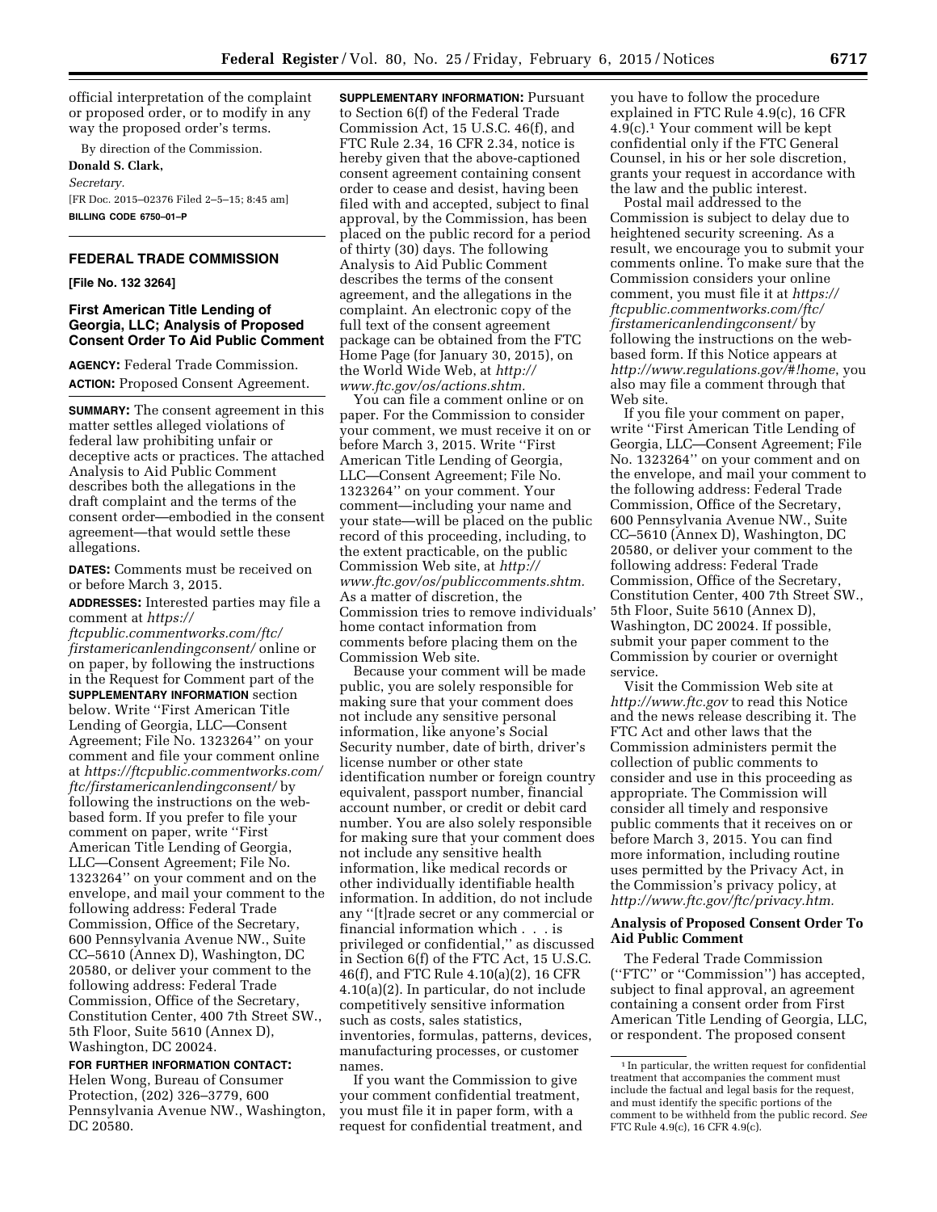official interpretation of the complaint or proposed order, or to modify in any way the proposed order's terms.

By direction of the Commission.

**Donald S. Clark,**

*Secretary.*

[FR Doc. 2015–02376 Filed 2–5–15; 8:45 am]

**BILLING CODE 6750–01–P**

---

## FEDERAL TRADE COMMISSION

**[File No. 132 3264]**

### First American Title Lending of Georgia, LLC; Analysis of Proposed Consent Order To Aid Public Comment

**AGENCY:** Federal Trade Commission.

**ACTION:** Proposed Consent Agreement.

**SUMMARY:** The consent agreement in this matter settles alleged violations of federal law prohibiting unfair or deceptive acts or practices. The attached Analysis to Aid Public Comment describes both the allegations in the draft complaint and the terms of the consent order—embodied in the consent agreement—that would settle these allegations.

**DATES:** Comments must be received on or before March 3, 2015.

**ADDRESSES:** Interested parties may file a comment at *https://ftcpublic.commentworks.com/ftc/firstamericanlendingconsent/* online or on paper, by following the instructions in the Request for Comment part of the **SUPPLEMENTARY INFORMATION** section below. Write ''First American Title Lending of Georgia, LLC—Consent Agreement; File No. 1323264'' on your comment and file your comment online at *https://ftcpublic.commentworks.com/ftc/firstamericanlendingconsent/* by following the instructions on the web-based form. If you prefer to file your comment on paper, write ''First American Title Lending of Georgia, LLC—Consent Agreement; File No. 1323264'' on your comment and on the envelope, and mail your comment to the following address: Federal Trade Commission, Office of the Secretary, 600 Pennsylvania Avenue NW., Suite CC–5610 (Annex D), Washington, DC 20580, or deliver your comment to the following address: Federal Trade Commission, Office of the Secretary, Constitution Center, 400 7th Street SW., 5th Floor, Suite 5610 (Annex D), Washington, DC 20024.

**FOR FURTHER INFORMATION CONTACT:** Helen Wong, Bureau of Consumer Protection, (202) 326–3779, 600 Pennsylvania Avenue NW., Washington, DC 20580.

**SUPPLEMENTARY INFORMATION:** Pursuant to Section 6(f) of the Federal Trade Commission Act, 15 U.S.C. 46(f), and FTC Rule 2.34, 16 CFR 2.34, notice is hereby given that the above-captioned consent agreement containing consent order to cease and desist, having been filed with and accepted, subject to final approval, by the Commission, has been placed on the public record for a period of thirty (30) days. The following Analysis to Aid Public Comment describes the terms of the consent agreement, and the allegations in the complaint. An electronic copy of the full text of the consent agreement package can be obtained from the FTC Home Page (for January 30, 2015), on the World Wide Web, at *http://www.ftc.gov/os/actions.shtm.*

You can file a comment online or on paper. For the Commission to consider your comment, we must receive it on or before March 3, 2015. Write ''First American Title Lending of Georgia, LLC—Consent Agreement; File No. 1323264'' on your comment. Your comment—including your name and your state—will be placed on the public record of this proceeding, including, to the extent practicable, on the public Commission Web site, at *http://www.ftc.gov/os/publiccomments.shtm.* As a matter of discretion, the Commission tries to remove individuals' home contact information from comments before placing them on the Commission Web site.

Because your comment will be made public, you are solely responsible for making sure that your comment does not include any sensitive personal information, like anyone's Social Security number, date of birth, driver's license number or other state identification number or foreign country equivalent, passport number, financial account number, or credit or debit card number. You are also solely responsible for making sure that your comment does not include any sensitive health information, like medical records or other individually identifiable health information. In addition, do not include any ''[t]rade secret or any commercial or financial information which . . . is privileged or confidential,'' as discussed in Section 6(f) of the FTC Act, 15 U.S.C. 46(f), and FTC Rule 4.10(a)(2), 16 CFR 4.10(a)(2). In particular, do not include competitively sensitive information such as costs, sales statistics, inventories, formulas, patterns, devices, manufacturing processes, or customer names.

If you want the Commission to give your comment confidential treatment, you must file it in paper form, with a request for confidential treatment, and you have to follow the procedure explained in FTC Rule 4.9(c), 16 CFR 4.9(c).[1] Your comment will be kept confidential only if the FTC General Counsel, in his or her sole discretion, grants your request in accordance with the law and the public interest.

Postal mail addressed to the Commission is subject to delay due to heightened security screening. As a result, we encourage you to submit your comments online. To make sure that the Commission considers your online comment, you must file it at *https://ftcpublic.commentworks.com/ftc/firstamericanlendingconsent/* by following the instructions on the web-based form. If this Notice appears at *http://www.regulations.gov/#!home,* you also may file a comment through that Web site.

If you file your comment on paper, write ''First American Title Lending of Georgia, LLC—Consent Agreement; File No. 1323264'' on your comment and on the envelope, and mail your comment to the following address: Federal Trade Commission, Office of the Secretary, 600 Pennsylvania Avenue NW., Suite CC–5610 (Annex D), Washington, DC 20580, or deliver your comment to the following address: Federal Trade Commission, Office of the Secretary, Constitution Center, 400 7th Street SW., 5th Floor, Suite 5610 (Annex D), Washington, DC 20024. If possible, submit your paper comment to the Commission by courier or overnight service.

Visit the Commission Web site at *http://www.ftc.gov* to read this Notice and the news release describing it. The FTC Act and other laws that the Commission administers permit the collection of public comments to consider and use in this proceeding as appropriate. The Commission will consider all timely and responsive public comments that it receives on or before March 3, 2015. You can find more information, including routine uses permitted by the Privacy Act, in the Commission's privacy policy, at *http://www.ftc.gov/ftc/privacy.htm.*

### Analysis of Proposed Consent Order To Aid Public Comment

The Federal Trade Commission (''FTC'' or ''Commission'') has accepted, subject to final approval, an agreement containing a consent order from First American Title Lending of Georgia, LLC, or respondent. The proposed consent

[1] In particular, the written request for confidential treatment that accompanies the comment must include the factual and legal basis for the request, and must identify the specific portions of the comment to be withheld from the public record. *See* FTC Rule 4.9(c), 16 CFR 4.9(c).